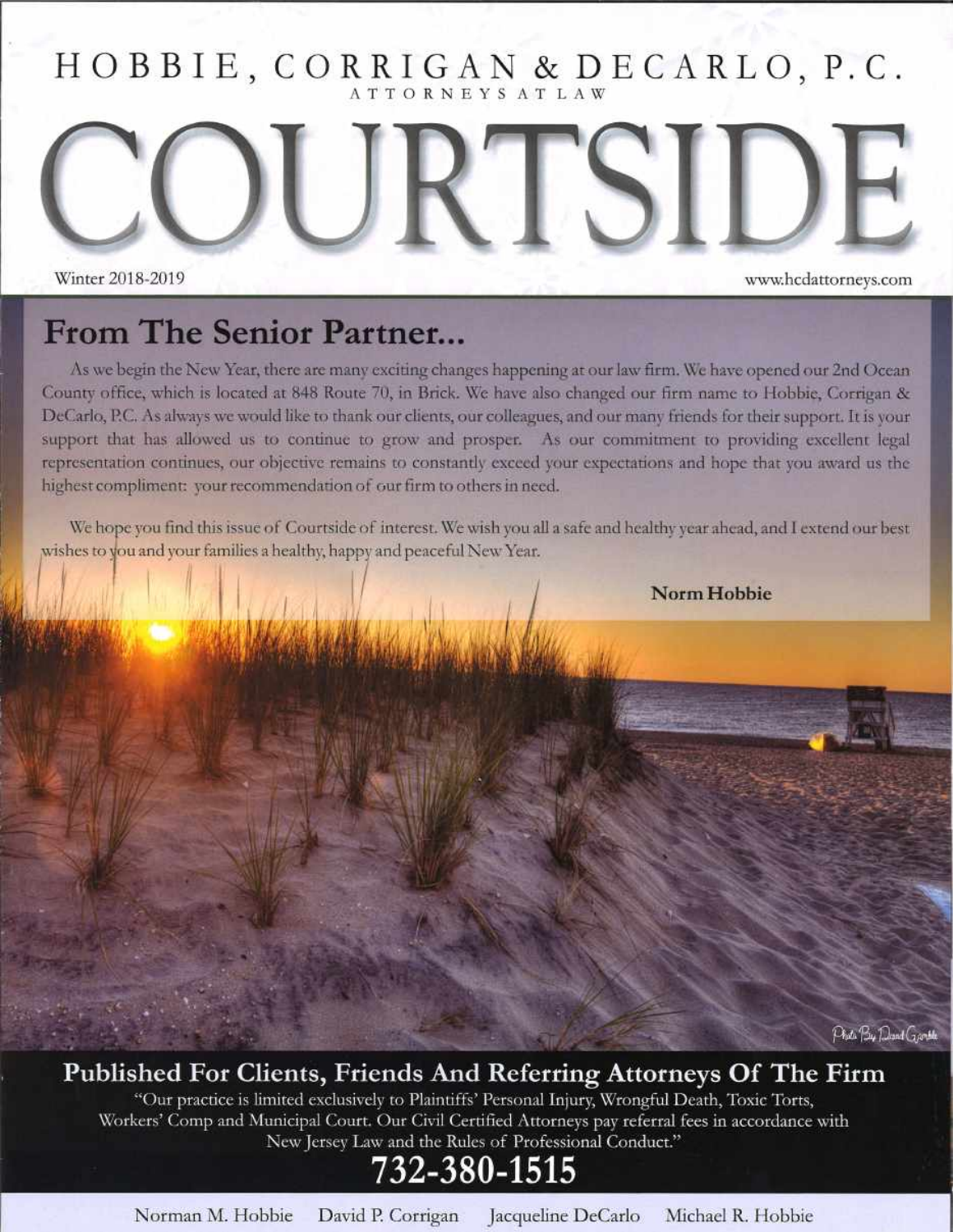# HOBBIE, CORRIGAN & DECARLO, P.C.

ATTORNEYS AT LAW

# COURTSIDE

Winter 2018-2019

www.hcdattorneys.com

## From The Senior Partner...

As we begin the New Year, there are many exciting changes happening at our law firm. We have opened our 2nd Ocean County office, which is located at 848 Route 70, in Brick. We have also changed our firm name to Hobbie, Corrigan & DeCarlo, P.C. As always we would like to thank our clients, our colleagues, and our many friends for their support. It is your support that has allowed us to continue to grow and prosper. As our commitment to providing excellent legal representation continues, our objective remains to constantly exceed your expectations and hope that you award us the highest compliment: your recommendation of our firm to others in need.

We hope you find this issue of Courtside of interest. We wish you all a safe and healthy year ahead, and I extend our best wishes to you and your families a healthy, happy and peaceful New Year.

**Norm Hobbie**

Photo By David Gamble

## Published For Clients, Friends And Referring Attorneys Of The Firm

"Our practice is limited exclusively to Plaintiffs' Personal Injury, Wrongful Death, Toxic Torts, Workers' Comp and Municipal Court. Our Civil Certified Attorneys pay referral fees in accordance with New Jersey Law and the Rules of Professional Conduct."

**732-380-1515**

Norman M. Hobbie David P. Corrigan Jacqueline DeCarlo Michael R. Hobbie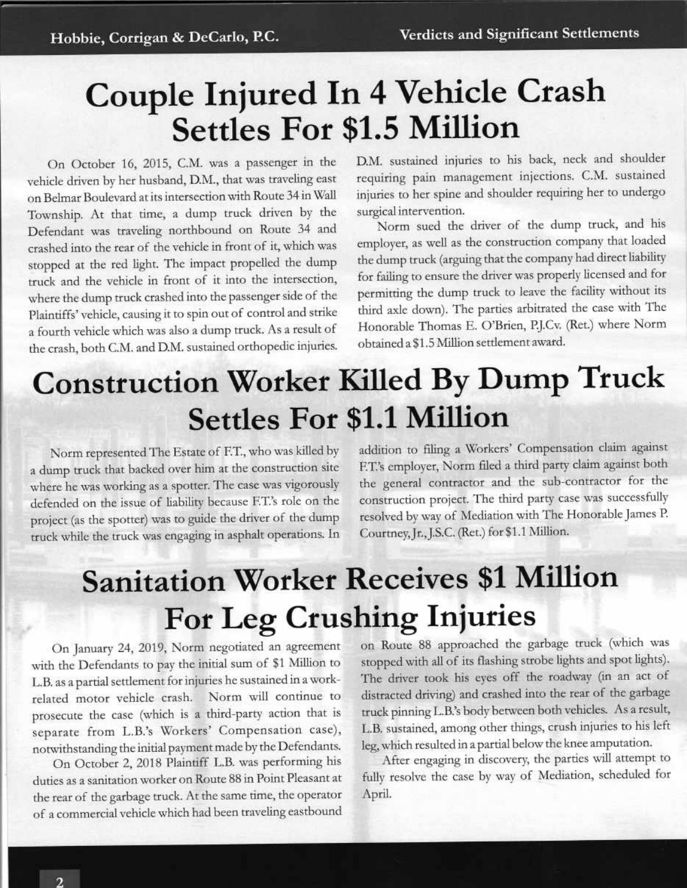# Couple Injured In 4 Vehicle Crash Settles For $1.5 Million

On October 16, 2015, C.M. was a passenger in the vehicle driven by her husband, D.M., that was traveling east on Belmar Boulevard at its intersection with Route 34 in Wall Township. At that time, a dump truck driven by the Defendant was traveling northbound on Route 34 and crashed into the rear of the vehicle in front of it, which was stopped at the red light. The impact propelled the dump truck and the vehicle in front of it into the intersection, where the dump truck crashed into the passenger side of the Plaintiffs' vehicle, causing it to spin out of control and strike a fourth vehicle which was also a dump truck. As a result of the crash, both C.M. and D.M. sustained orthopedic injuries. D.M. sustained injuries to his back, neck and shoulder requiring pain management injections. C.M. sustained injuries to her spine and shoulder requiring her to undergo surgical intervention.

Norm sued the driver of the dump truck, and his employer, as well as the construction company that loaded the dump truck (arguing that the company had direct liability for failing to ensure the driver was properly licensed and for permitting the dump truck to leave the facility without its third axle down). The parties arbitrated the case with The Honorable Thomas E. O'Brien, P.J.Cv. (Ret.) where Norm obtained a $1.5 Million settlement award.

# Construction Worker Killed By Dump Truck Settles For $1.1 Million

Norm represented The Estate of F.T., who was killed by a dump truck that backed over him at the construction site where he was working as a spotter. The case was vigorously defended on the issue of liability because F.T.'s role on the project (as the spotter) was to guide the driver of the dump truck while the truck was engaging in asphalt operations. In addition to filing a Workers' Compensation claim against F.T.'s employer, Norm filed a third party claim against both the general contractor and the sub-contractor for the construction project. The third party case was successfully resolved by way of Mediation with The Honorable James P. Courtney, Jr., J.S.C. (Ret.) for $1.1 Million.

# Sanitation Worker Receives $1 Million For Leg Crushing Injuries

On January 24, 2019, Norm negotiated an agreement with the Defendants to pay the initial sum of $1 Million to L.B. as a partial settlement for injuries he sustained in a work-related motor vehicle crash. Norm will continue to prosecute the case (which is a third-party action that is separate from L.B.'s Workers' Compensation case), notwithstanding the initial payment made by the Defendants.

On October 2, 2018 Plaintiff L.B. was performing his duties as a sanitation worker on Route 88 in Point Pleasant at the rear of the garbage truck. At the same time, the operator of a commercial vehicle which had been traveling eastbound on Route 88 approached the garbage truck (which was stopped with all of its flashing strobe lights and spot lights). The driver took his eyes off the roadway (in an act of distracted driving) and crashed into the rear of the garbage truck pinning L.B.'s body between both vehicles. As a result, L.B. sustained, among other things, crush injuries to his left leg, which resulted in a partial below the knee amputation.

After engaging in discovery, the parties will attempt to fully resolve the case by way of Mediation, scheduled for April.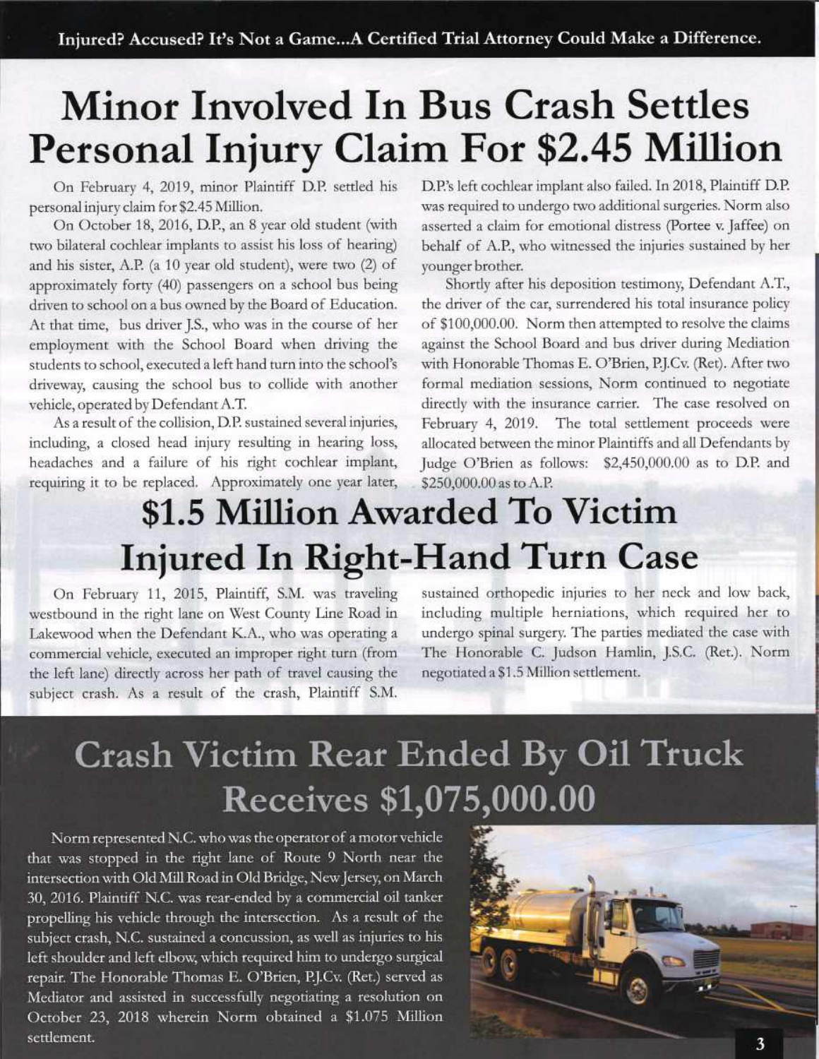Injured? Accused? It's Not a Game...A Certified Trial Attorney Could Make a Difference.

# Minor Involved In Bus Crash Settles Personal Injury Claim For $2.45 Million

On February 4, 2019, minor Plaintiff D.P. settled his personal injury claim for $2.45 Million.

On October 18, 2016, D.P., an 8 year old student (with two bilateral cochlear implants to assist his loss of hearing) and his sister, A.P. (a 10 year old student), were two (2) of approximately forty (40) passengers on a school bus being driven to school on a bus owned by the Board of Education. At that time, bus driver J.S., who was in the course of her employment with the School Board when driving the students to school, executed a left hand turn into the school's driveway, causing the school bus to collide with another vehicle, operated by Defendant A.T.

As a result of the collision, D.P. sustained several injuries, including, a closed head injury resulting in hearing loss, headaches and a failure of his right cochlear implant, requiring it to be replaced. Approximately one year later, D.P.'s left cochlear implant also failed. In 2018, Plaintiff D.P. was required to undergo two additional surgeries. Norm also asserted a claim for emotional distress (Portee v. Jaffee) on behalf of A.P., who witnessed the injuries sustained by her younger brother.

Shortly after his deposition testimony, Defendant A.T., the driver of the car, surrendered his total insurance policy of $100,000.00. Norm then attempted to resolve the claims against the School Board and bus driver during Mediation with Honorable Thomas E. O'Brien, P.J.Cv. (Ret). After two formal mediation sessions, Norm continued to negotiate directly with the insurance carrier. The case resolved on February 4, 2019. The total settlement proceeds were allocated between the minor Plaintiffs and all Defendants by Judge O'Brien as follows: $2,450,000.00 as to D.P. and $250,000.00 as to A.P.

# $1.5 Million Awarded To Victim Injured In Right-Hand Turn Case

On February 11, 2015, Plaintiff, S.M. was traveling westbound in the right lane on West County Line Road in Lakewood when the Defendant K.A., who was operating a commercial vehicle, executed an improper right turn (from the left lane) directly across her path of travel causing the subject crash. As a result of the crash, Plaintiff S.M. sustained orthopedic injuries to her neck and low back, including multiple herniations, which required her to undergo spinal surgery. The parties mediated the case with The Honorable C. Judson Hamlin, J.S.C. (Ret.). Norm negotiated a $1.5 Million settlement.

# Crash Victim Rear Ended By Oil Truck Receives $1,075,000.00

Norm represented N.C. who was the operator of a motor vehicle that was stopped in the right lane of Route 9 North near the intersection with Old Mill Road in Old Bridge, New Jersey, on March 30, 2016. Plaintiff N.C. was rear-ended by a commercial oil tanker propelling his vehicle through the intersection. As a result of the subject crash, N.C. sustained a concussion, as well as injuries to his left shoulder and left elbow, which required him to undergo surgical repair. The Honorable Thomas E. O'Brien, P.J.Cv. (Ret.) served as Mediator and assisted in successfully negotiating a resolution on October 23, 2018 wherein Norm obtained a $1.075 Million settlement.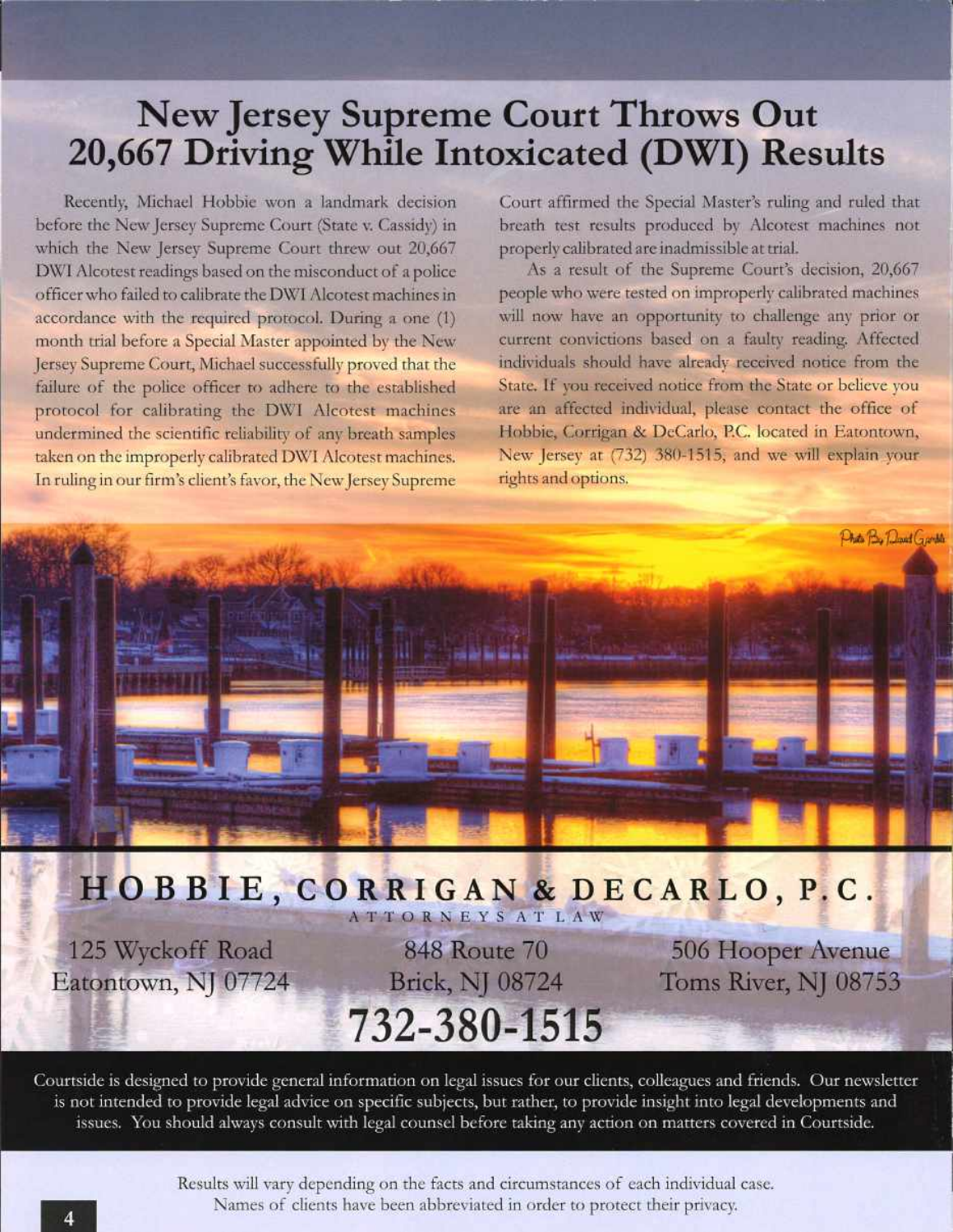# New Jersey Supreme Court Throws Out 20,667 Driving While Intoxicated (DWI) Results

Recently, Michael Hobbie won a landmark decision before the New Jersey Supreme Court (State v. Cassidy) in which the New Jersey Supreme Court threw out 20,667 DWI Alcotest readings based on the misconduct of a police officer who failed to calibrate the DWI Alcotest machines in accordance with the required protocol. During a one (1) month trial before a Special Master appointed by the New Jersey Supreme Court, Michael successfully proved that the failure of the police officer to adhere to the established protocol for calibrating the DWI Alcotest machines undermined the scientific reliability of any breath samples taken on the improperly calibrated DWI Alcotest machines. In ruling in our firm's client's favor, the New Jersey Supreme Court affirmed the Special Master's ruling and ruled that breath test results produced by Alcotest machines not properly calibrated are inadmissible at trial.

As a result of the Supreme Court's decision, 20,667 people who were tested on improperly calibrated machines will now have an opportunity to challenge any prior or current convictions based on a faulty reading. Affected individuals should have already received notice from the State. If you received notice from the State or believe you are an affected individual, please contact the office of Hobbie, Corrigan & DeCarlo, P.C. located in Eatontown, New Jersey at (732) 380-1515, and we will explain your rights and options.

Photo By David Gardella

## HOBBIE, CORRIGAN & DECARLO, P.C.

ATTORNEYS AT LAW

125 Wyckoff Road
Eatontown, NJ 07724

848 Route 70
Brick, NJ 08724

506 Hooper Avenue
Toms River, NJ 08753

**732-380-1515**

Courtside is designed to provide general information on legal issues for our clients, colleagues and friends. Our newsletter is not intended to provide legal advice on specific subjects, but rather, to provide insight into legal developments and issues. You should always consult with legal counsel before taking any action on matters covered in Courtside.

Results will vary depending on the facts and circumstances of each individual case.
Names of clients have been abbreviated in order to protect their privacy.